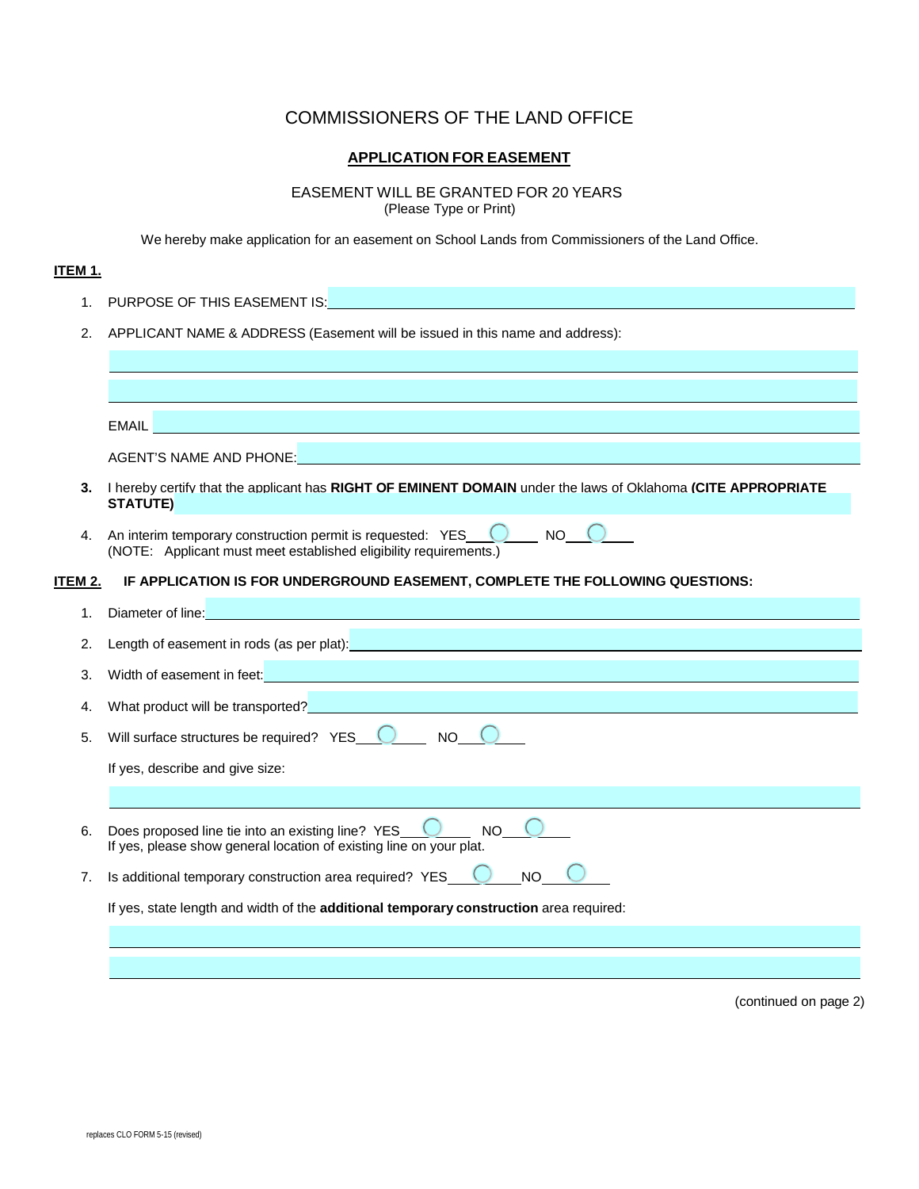# COMMISSIONERS OF THE LAND OFFICE

## APPLICATION FOR EASEMENT

EASEMENT WILL BE GRANTED FOR 20 YEARS
(Please Type or Print)

We hereby make application for an easement on School Lands from Commissioners of the Land Office.

**ITEM 1.**

1. PURPOSE OF THIS EASEMENT IS: ____________________

2. APPLICANT NAME & ADDRESS (Easement will be issued in this name and address):

   ____________________

   ____________________

   EMAIL ____________________

   AGENT'S NAME AND PHONE: ____________________

3. I hereby certify that the applicant has **RIGHT OF EMINENT DOMAIN** under the laws of Oklahoma **(CITE APPROPRIATE STATUTE)** ____________________

4. An interim temporary construction permit is requested: YES ____ NO ____
   (NOTE: Applicant must meet established eligibility requirements.)

**ITEM 2. IF APPLICATION IS FOR UNDERGROUND EASEMENT, COMPLETE THE FOLLOWING QUESTIONS:**

1. Diameter of line: ____________________

2. Length of easement in rods (as per plat): ____________________

3. Width of easement in feet: ____________________

4. What product will be transported? ____________________

5. Will surface structures be required? YES ____ NO ____

   If yes, describe and give size:

   ____________________

6. Does proposed line tie into an existing line? YES ____ NO ____
   If yes, please show general location of existing line on your plat.

7. Is additional temporary construction area required? YES ____ NO ____

   If yes, state length and width of the **additional temporary construction** area required:

   ____________________

   ____________________

(continued on page 2)

replaces CLO FORM 5-15 (revised)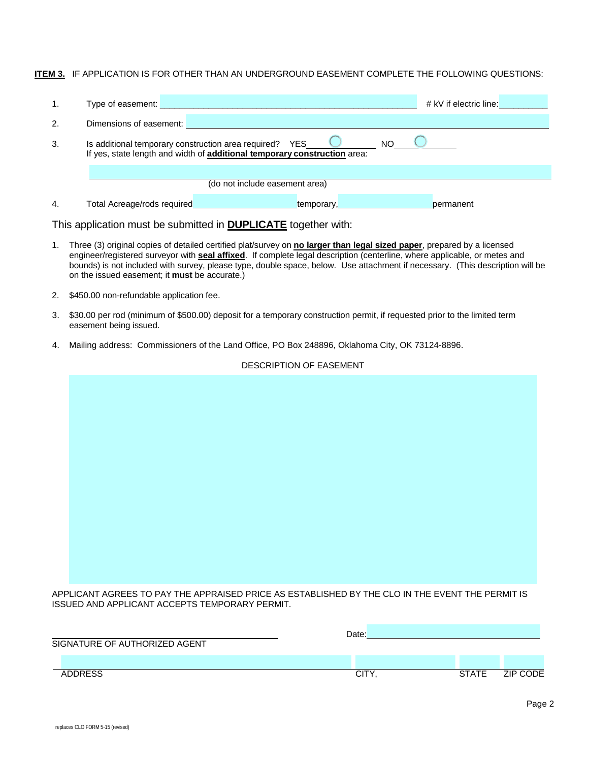**ITEM 3.** IF APPLICATION IS FOR OTHER THAN AN UNDERGROUND EASEMENT COMPLETE THE FOLLOWING QUESTIONS:

1. Type of easement: ______________________ # kV if electric line: ________
2. Dimensions of easement: ______________________
3. Is additional temporary construction area required? YES ____ NO ____
   If yes, state length and width of **additional temporary construction** area:
   ______________________
   (do not include easement area)
4. Total Acreage/rods required ____________ temporary, ____________ permanent

This application must be submitted in **DUPLICATE** together with:

1. Three (3) original copies of detailed certified plat/survey on **no larger than legal sized paper**, prepared by a licensed engineer/registered surveyor with **seal affixed**. If complete legal description (centerline, where applicable, or metes and bounds) is not included with survey, please type, double space, below. Use attachment if necessary. (This description will be on the issued easement; it **must** be accurate.)
2. $450.00 non-refundable application fee.
3. $30.00 per rod (minimum of $500.00) deposit for a temporary construction permit, if requested prior to the limited term easement being issued.
4. Mailing address: Commissioners of the Land Office, PO Box 248896, Oklahoma City, OK 73124-8896.

DESCRIPTION OF EASEMENT

APPLICANT AGREES TO PAY THE APPRAISED PRICE AS ESTABLISHED BY THE CLO IN THE EVENT THE PERMIT IS ISSUED AND APPLICANT ACCEPTS TEMPORARY PERMIT.

______________________ Date: ______________
SIGNATURE OF AUTHORIZED AGENT

ADDRESS CITY, STATE ZIP CODE

replaces CLO FORM 5-15 (revised)